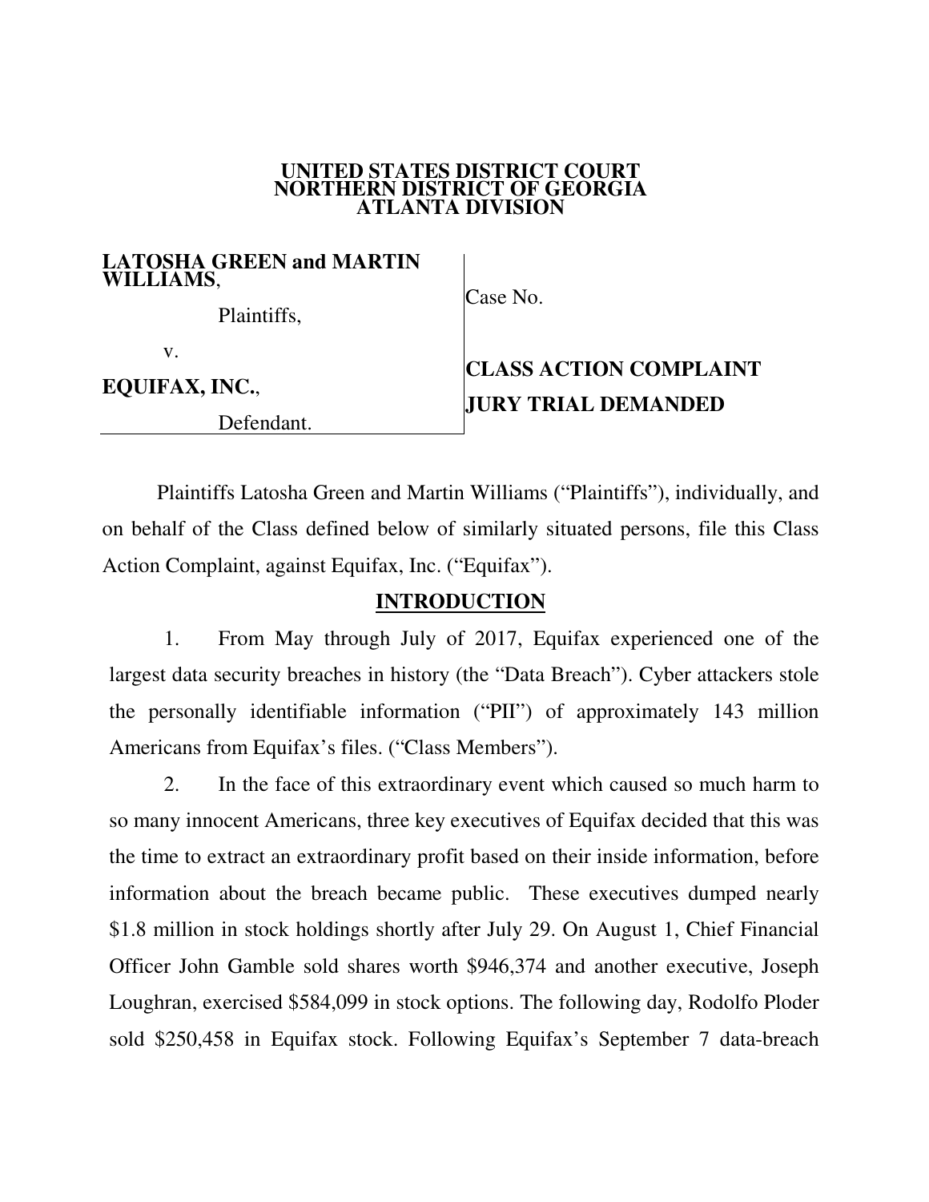**UNITED STATES DISTRICT COURT**
**NORTHERN DISTRICT OF GEORGIA**
**ATLANTA DIVISION**

| | |
|---|---|
| **LATOSHA GREEN and MARTIN WILLIAMS**, | Case No. |
| Plaintiffs, | |
| v. | **CLASS ACTION COMPLAINT** |
| **EQUIFAX, INC.**, | **JURY TRIAL DEMANDED** |
| Defendant. | |

Plaintiffs Latosha Green and Martin Williams ("Plaintiffs"), individually, and on behalf of the Class defined below of similarly situated persons, file this Class Action Complaint, against Equifax, Inc. ("Equifax").

## INTRODUCTION

1. From May through July of 2017, Equifax experienced one of the largest data security breaches in history (the "Data Breach"). Cyber attackers stole the personally identifiable information ("PII") of approximately 143 million Americans from Equifax's files. ("Class Members").

2. In the face of this extraordinary event which caused so much harm to so many innocent Americans, three key executives of Equifax decided that this was the time to extract an extraordinary profit based on their inside information, before information about the breach became public. These executives dumped nearly $1.8 million in stock holdings shortly after July 29. On August 1, Chief Financial Officer John Gamble sold shares worth $946,374 and another executive, Joseph Loughran, exercised $584,099 in stock options. The following day, Rodolfo Ploder sold $250,458 in Equifax stock. Following Equifax's September 7 data-breach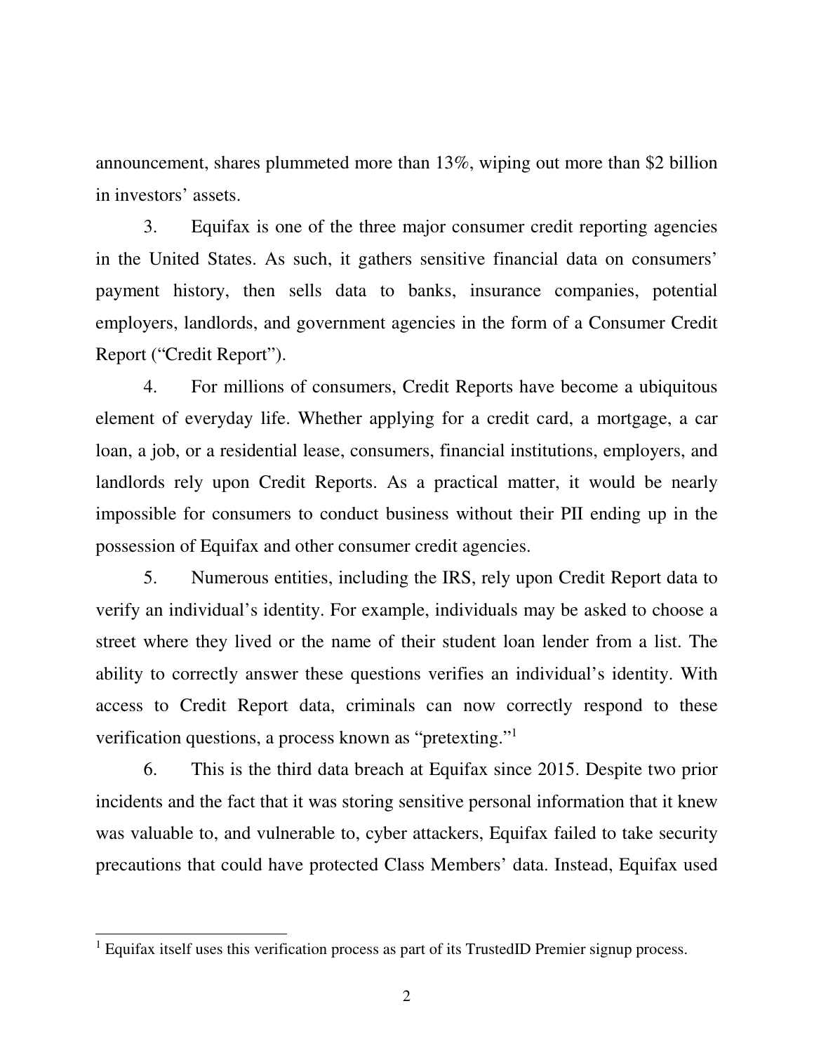announcement, shares plummeted more than 13%, wiping out more than $2 billion in investors' assets.

3. Equifax is one of the three major consumer credit reporting agencies in the United States. As such, it gathers sensitive financial data on consumers' payment history, then sells data to banks, insurance companies, potential employers, landlords, and government agencies in the form of a Consumer Credit Report ("Credit Report").

4. For millions of consumers, Credit Reports have become a ubiquitous element of everyday life. Whether applying for a credit card, a mortgage, a car loan, a job, or a residential lease, consumers, financial institutions, employers, and landlords rely upon Credit Reports. As a practical matter, it would be nearly impossible for consumers to conduct business without their PII ending up in the possession of Equifax and other consumer credit agencies.

5. Numerous entities, including the IRS, rely upon Credit Report data to verify an individual's identity. For example, individuals may be asked to choose a street where they lived or the name of their student loan lender from a list. The ability to correctly answer these questions verifies an individual's identity. With access to Credit Report data, criminals can now correctly respond to these verification questions, a process known as "pretexting."[1]

6. This is the third data breach at Equifax since 2015. Despite two prior incidents and the fact that it was storing sensitive personal information that it knew was valuable to, and vulnerable to, cyber attackers, Equifax failed to take security precautions that could have protected Class Members' data. Instead, Equifax used

---

[1] Equifax itself uses this verification process as part of its TrustedID Premier signup process.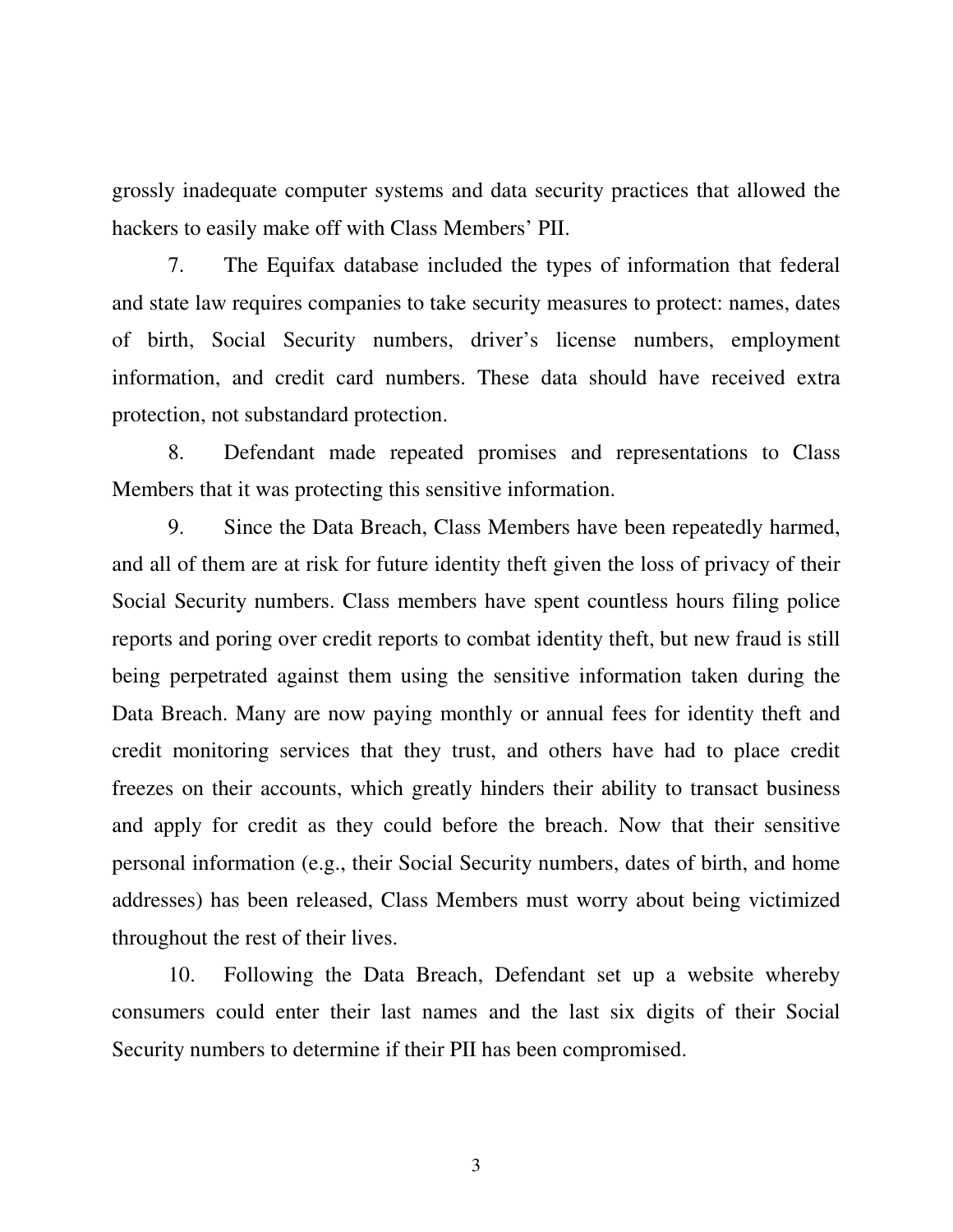grossly inadequate computer systems and data security practices that allowed the hackers to easily make off with Class Members' PII.

7. The Equifax database included the types of information that federal and state law requires companies to take security measures to protect: names, dates of birth, Social Security numbers, driver's license numbers, employment information, and credit card numbers. These data should have received extra protection, not substandard protection.

8. Defendant made repeated promises and representations to Class Members that it was protecting this sensitive information.

9. Since the Data Breach, Class Members have been repeatedly harmed, and all of them are at risk for future identity theft given the loss of privacy of their Social Security numbers. Class members have spent countless hours filing police reports and poring over credit reports to combat identity theft, but new fraud is still being perpetrated against them using the sensitive information taken during the Data Breach. Many are now paying monthly or annual fees for identity theft and credit monitoring services that they trust, and others have had to place credit freezes on their accounts, which greatly hinders their ability to transact business and apply for credit as they could before the breach. Now that their sensitive personal information (e.g., their Social Security numbers, dates of birth, and home addresses) has been released, Class Members must worry about being victimized throughout the rest of their lives.

10. Following the Data Breach, Defendant set up a website whereby consumers could enter their last names and the last six digits of their Social Security numbers to determine if their PII has been compromised.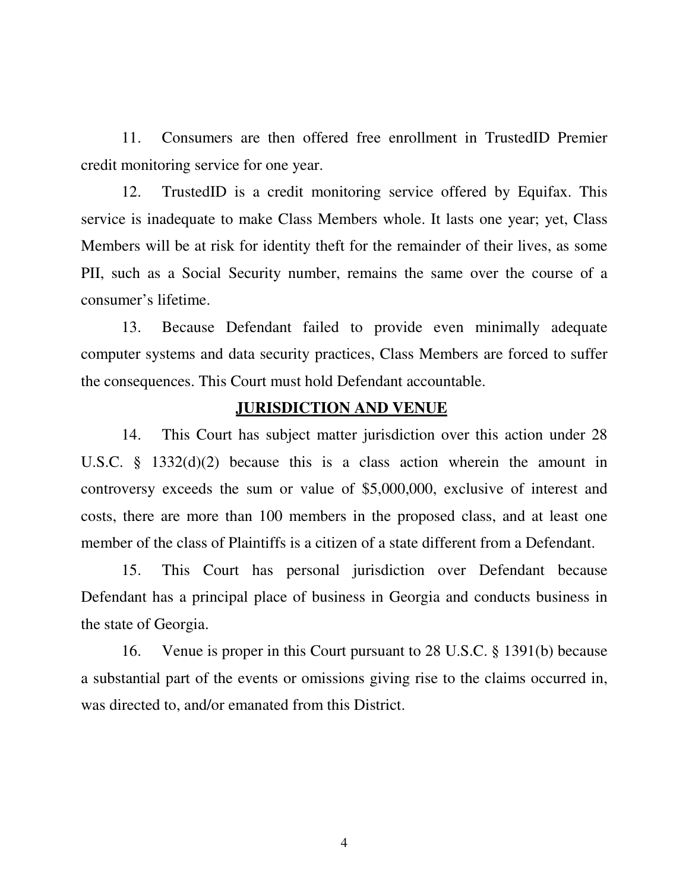11. Consumers are then offered free enrollment in TrustedID Premier credit monitoring service for one year.

12. TrustedID is a credit monitoring service offered by Equifax. This service is inadequate to make Class Members whole. It lasts one year; yet, Class Members will be at risk for identity theft for the remainder of their lives, as some PII, such as a Social Security number, remains the same over the course of a consumer's lifetime.

13. Because Defendant failed to provide even minimally adequate computer systems and data security practices, Class Members are forced to suffer the consequences. This Court must hold Defendant accountable.

## JURISDICTION AND VENUE

14. This Court has subject matter jurisdiction over this action under 28 U.S.C. § 1332(d)(2) because this is a class action wherein the amount in controversy exceeds the sum or value of $5,000,000, exclusive of interest and costs, there are more than 100 members in the proposed class, and at least one member of the class of Plaintiffs is a citizen of a state different from a Defendant.

15. This Court has personal jurisdiction over Defendant because Defendant has a principal place of business in Georgia and conducts business in the state of Georgia.

16. Venue is proper in this Court pursuant to 28 U.S.C. § 1391(b) because a substantial part of the events or omissions giving rise to the claims occurred in, was directed to, and/or emanated from this District.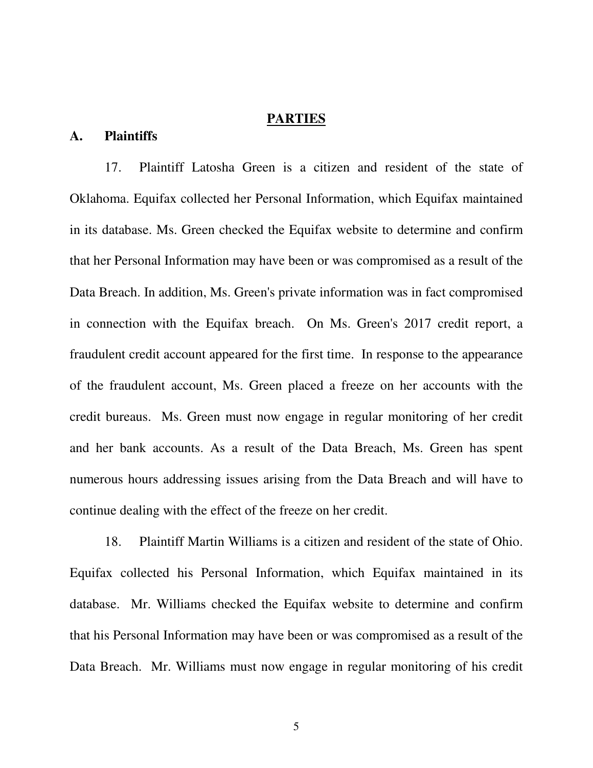## PARTIES

### A. Plaintiffs

17. Plaintiff Latosha Green is a citizen and resident of the state of Oklahoma. Equifax collected her Personal Information, which Equifax maintained in its database. Ms. Green checked the Equifax website to determine and confirm that her Personal Information may have been or was compromised as a result of the Data Breach. In addition, Ms. Green's private information was in fact compromised in connection with the Equifax breach. On Ms. Green's 2017 credit report, a fraudulent credit account appeared for the first time. In response to the appearance of the fraudulent account, Ms. Green placed a freeze on her accounts with the credit bureaus. Ms. Green must now engage in regular monitoring of her credit and her bank accounts. As a result of the Data Breach, Ms. Green has spent numerous hours addressing issues arising from the Data Breach and will have to continue dealing with the effect of the freeze on her credit.

18. Plaintiff Martin Williams is a citizen and resident of the state of Ohio. Equifax collected his Personal Information, which Equifax maintained in its database. Mr. Williams checked the Equifax website to determine and confirm that his Personal Information may have been or was compromised as a result of the Data Breach. Mr. Williams must now engage in regular monitoring of his credit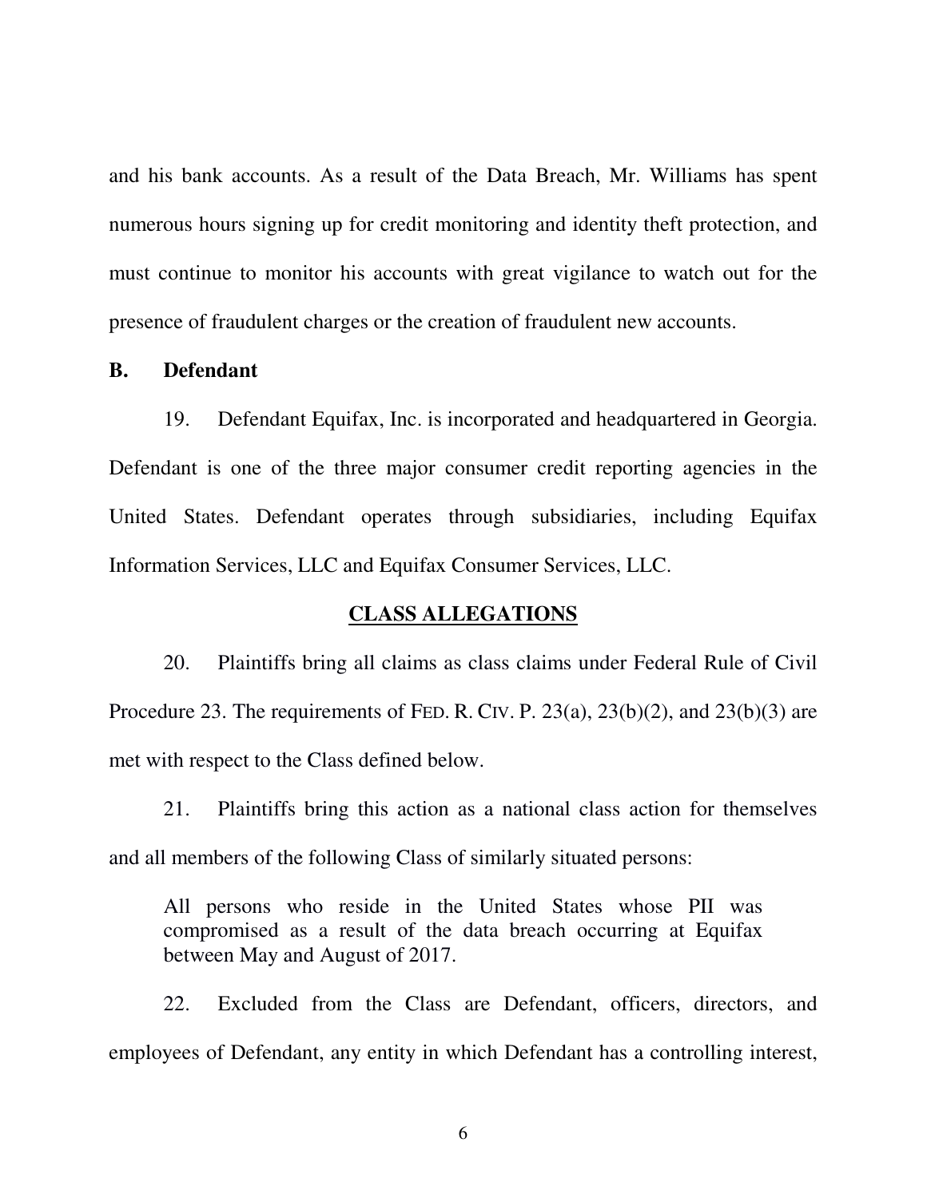and his bank accounts. As a result of the Data Breach, Mr. Williams has spent numerous hours signing up for credit monitoring and identity theft protection, and must continue to monitor his accounts with great vigilance to watch out for the presence of fraudulent charges or the creation of fraudulent new accounts.

**B. Defendant**

19. Defendant Equifax, Inc. is incorporated and headquartered in Georgia. Defendant is one of the three major consumer credit reporting agencies in the United States. Defendant operates through subsidiaries, including Equifax Information Services, LLC and Equifax Consumer Services, LLC.

## CLASS ALLEGATIONS

20. Plaintiffs bring all claims as class claims under Federal Rule of Civil Procedure 23. The requirements of FED. R. CIV. P. 23(a), 23(b)(2), and 23(b)(3) are met with respect to the Class defined below.

21. Plaintiffs bring this action as a national class action for themselves and all members of the following Class of similarly situated persons:

> All persons who reside in the United States whose PII was compromised as a result of the data breach occurring at Equifax between May and August of 2017.

22. Excluded from the Class are Defendant, officers, directors, and employees of Defendant, any entity in which Defendant has a controlling interest,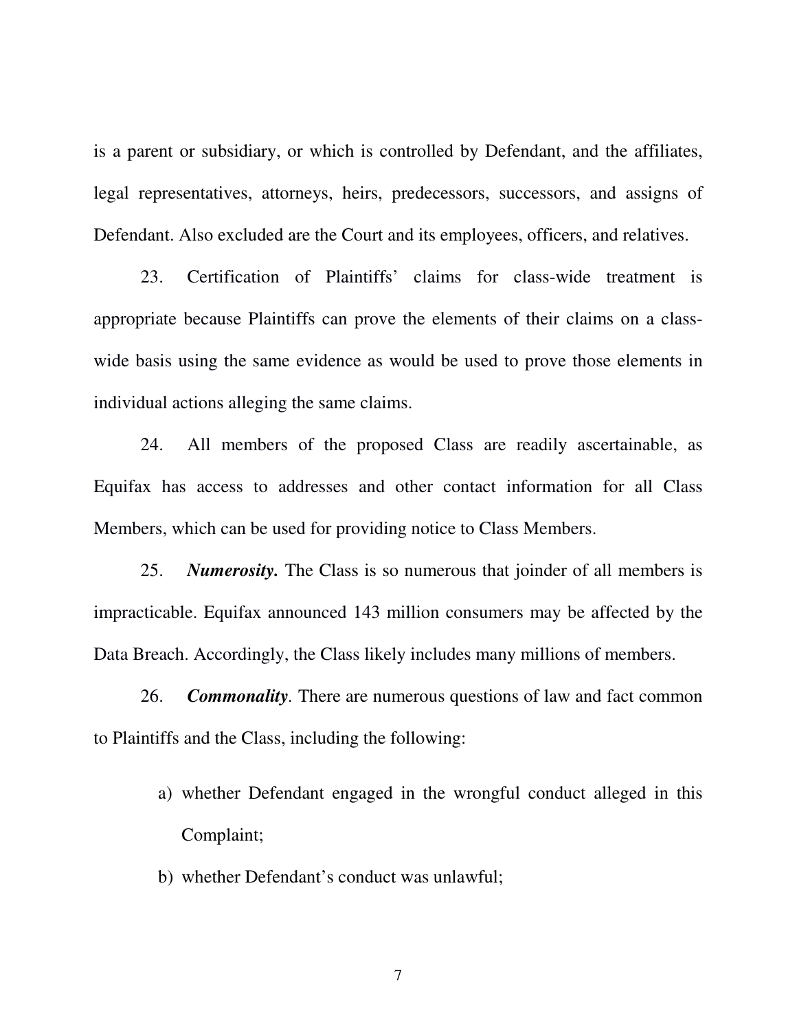is a parent or subsidiary, or which is controlled by Defendant, and the affiliates, legal representatives, attorneys, heirs, predecessors, successors, and assigns of Defendant. Also excluded are the Court and its employees, officers, and relatives.

23. Certification of Plaintiffs' claims for class-wide treatment is appropriate because Plaintiffs can prove the elements of their claims on a class-wide basis using the same evidence as would be used to prove those elements in individual actions alleging the same claims.

24. All members of the proposed Class are readily ascertainable, as Equifax has access to addresses and other contact information for all Class Members, which can be used for providing notice to Class Members.

25. ***Numerosity.*** The Class is so numerous that joinder of all members is impracticable. Equifax announced 143 million consumers may be affected by the Data Breach. Accordingly, the Class likely includes many millions of members.

26. ***Commonality***. There are numerous questions of law and fact common to Plaintiffs and the Class, including the following:

a) whether Defendant engaged in the wrongful conduct alleged in this Complaint;

b) whether Defendant's conduct was unlawful;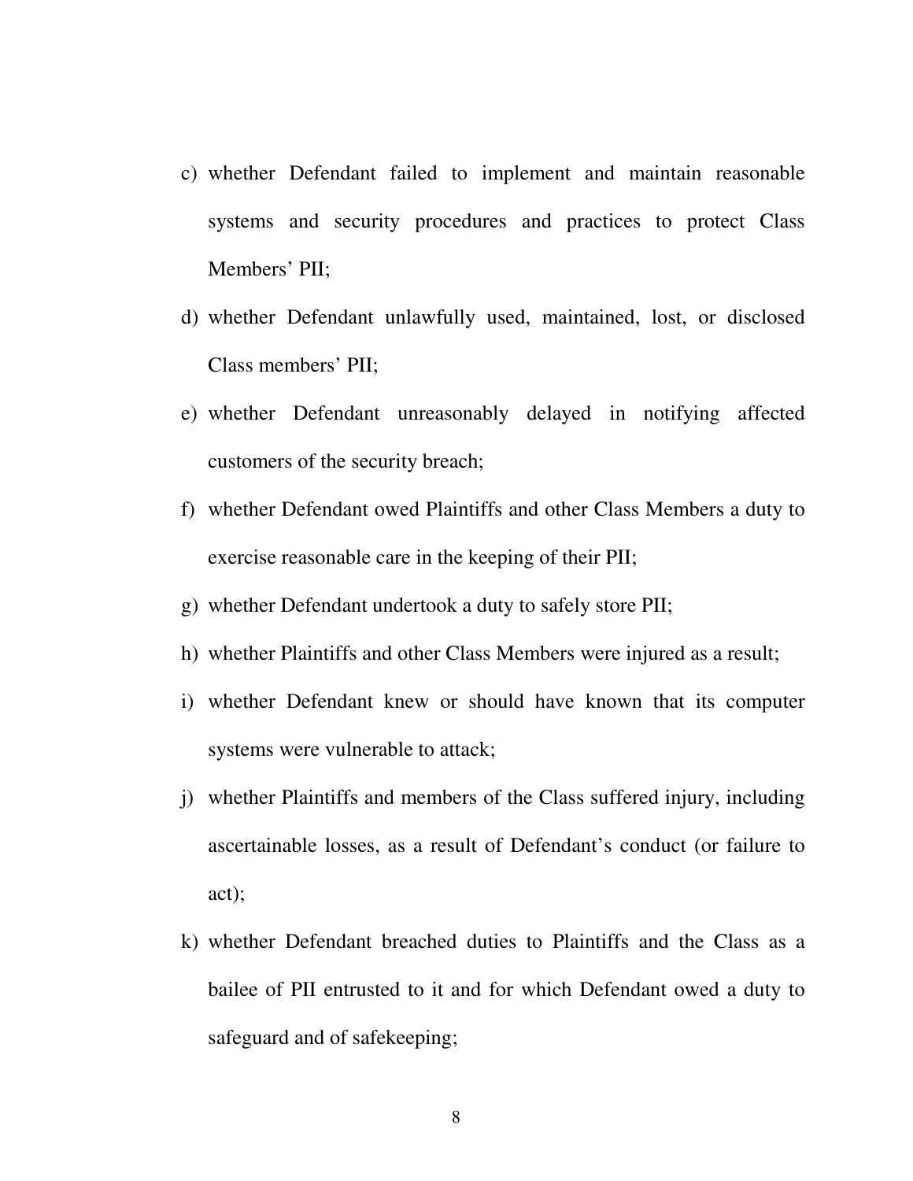c) whether Defendant failed to implement and maintain reasonable systems and security procedures and practices to protect Class Members' PII;

d) whether Defendant unlawfully used, maintained, lost, or disclosed Class members' PII;

e) whether Defendant unreasonably delayed in notifying affected customers of the security breach;

f) whether Defendant owed Plaintiffs and other Class Members a duty to exercise reasonable care in the keeping of their PII;

g) whether Defendant undertook a duty to safely store PII;

h) whether Plaintiffs and other Class Members were injured as a result;

i) whether Defendant knew or should have known that its computer systems were vulnerable to attack;

j) whether Plaintiffs and members of the Class suffered injury, including ascertainable losses, as a result of Defendant's conduct (or failure to act);

k) whether Defendant breached duties to Plaintiffs and the Class as a bailee of PII entrusted to it and for which Defendant owed a duty to safeguard and of safekeeping;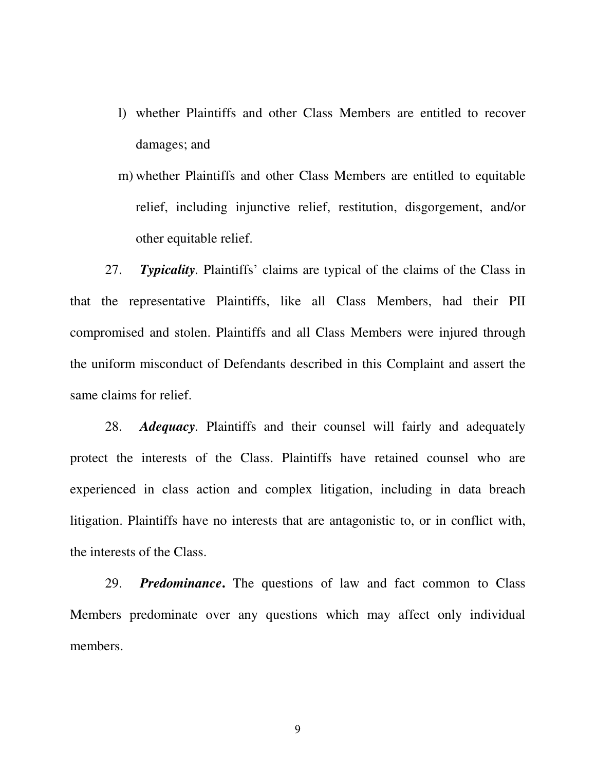l) whether Plaintiffs and other Class Members are entitled to recover damages; and

m) whether Plaintiffs and other Class Members are entitled to equitable relief, including injunctive relief, restitution, disgorgement, and/or other equitable relief.

27. ***Typicality***. Plaintiffs' claims are typical of the claims of the Class in that the representative Plaintiffs, like all Class Members, had their PII compromised and stolen. Plaintiffs and all Class Members were injured through the uniform misconduct of Defendants described in this Complaint and assert the same claims for relief.

28. ***Adequacy***. Plaintiffs and their counsel will fairly and adequately protect the interests of the Class. Plaintiffs have retained counsel who are experienced in class action and complex litigation, including in data breach litigation. Plaintiffs have no interests that are antagonistic to, or in conflict with, the interests of the Class.

29. ***Predominance*****.** The questions of law and fact common to Class Members predominate over any questions which may affect only individual members.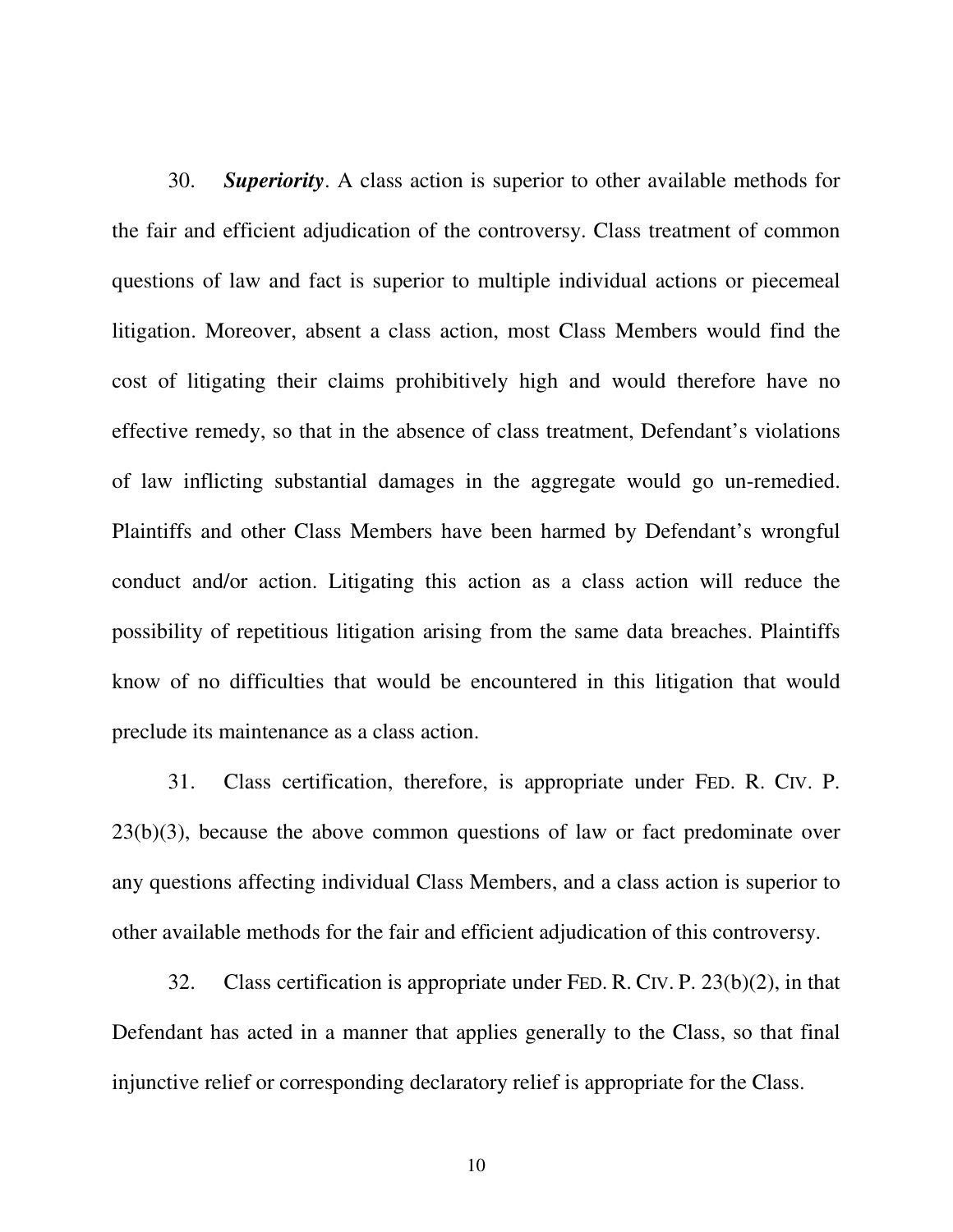30. ***Superiority***. A class action is superior to other available methods for the fair and efficient adjudication of the controversy. Class treatment of common questions of law and fact is superior to multiple individual actions or piecemeal litigation. Moreover, absent a class action, most Class Members would find the cost of litigating their claims prohibitively high and would therefore have no effective remedy, so that in the absence of class treatment, Defendant's violations of law inflicting substantial damages in the aggregate would go un-remedied. Plaintiffs and other Class Members have been harmed by Defendant's wrongful conduct and/or action. Litigating this action as a class action will reduce the possibility of repetitious litigation arising from the same data breaches. Plaintiffs know of no difficulties that would be encountered in this litigation that would preclude its maintenance as a class action.

31. Class certification, therefore, is appropriate under FED. R. CIV. P. 23(b)(3), because the above common questions of law or fact predominate over any questions affecting individual Class Members, and a class action is superior to other available methods for the fair and efficient adjudication of this controversy.

32. Class certification is appropriate under FED. R. CIV. P. 23(b)(2), in that Defendant has acted in a manner that applies generally to the Class, so that final injunctive relief or corresponding declaratory relief is appropriate for the Class.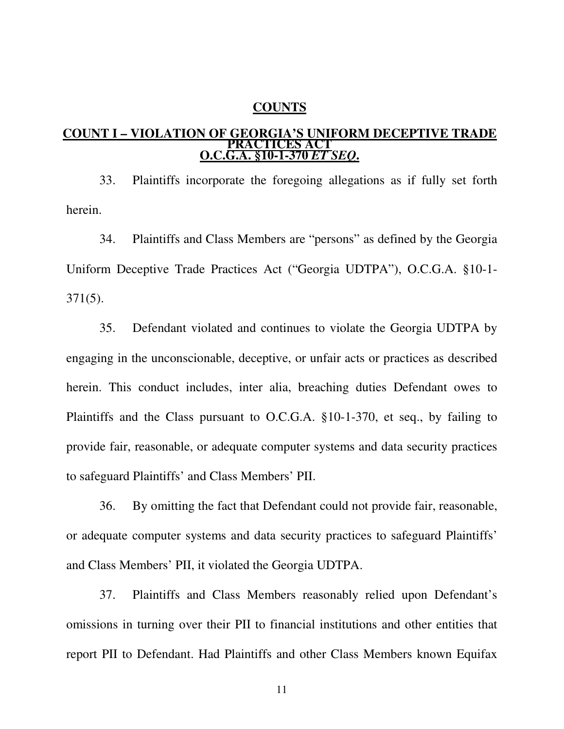## COUNTS

### COUNT I – VIOLATION OF GEORGIA'S UNIFORM DECEPTIVE TRADE PRACTICES ACT O.C.G.A. §10-1-370 *ET SEQ*.

33. Plaintiffs incorporate the foregoing allegations as if fully set forth herein.

34. Plaintiffs and Class Members are "persons" as defined by the Georgia Uniform Deceptive Trade Practices Act ("Georgia UDTPA"), O.C.G.A. §10-1-371(5).

35. Defendant violated and continues to violate the Georgia UDTPA by engaging in the unconscionable, deceptive, or unfair acts or practices as described herein. This conduct includes, inter alia, breaching duties Defendant owes to Plaintiffs and the Class pursuant to O.C.G.A. §10-1-370, et seq., by failing to provide fair, reasonable, or adequate computer systems and data security practices to safeguard Plaintiffs' and Class Members' PII.

36. By omitting the fact that Defendant could not provide fair, reasonable, or adequate computer systems and data security practices to safeguard Plaintiffs' and Class Members' PII, it violated the Georgia UDTPA.

37. Plaintiffs and Class Members reasonably relied upon Defendant's omissions in turning over their PII to financial institutions and other entities that report PII to Defendant. Had Plaintiffs and other Class Members known Equifax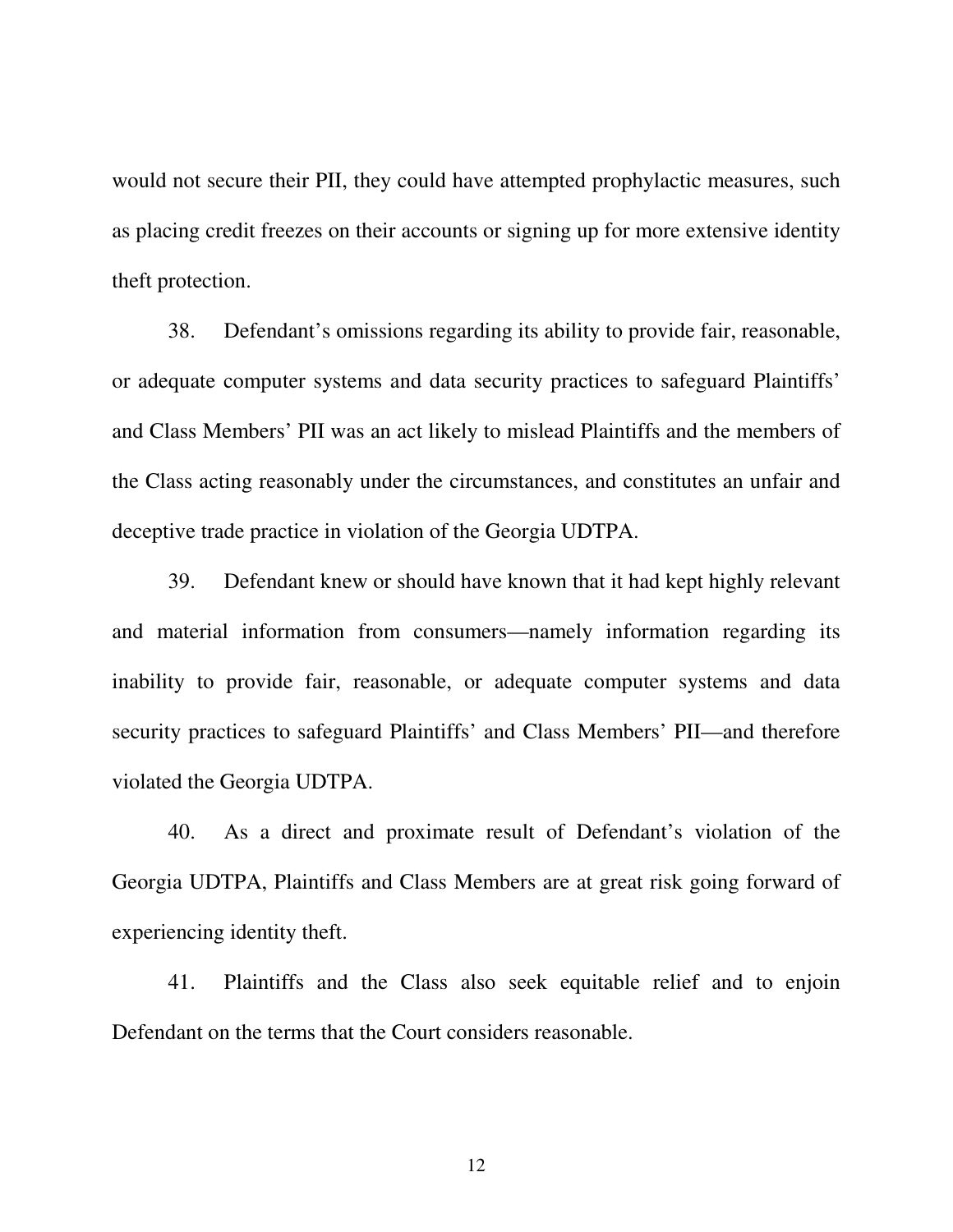would not secure their PII, they could have attempted prophylactic measures, such as placing credit freezes on their accounts or signing up for more extensive identity theft protection.

38. Defendant's omissions regarding its ability to provide fair, reasonable, or adequate computer systems and data security practices to safeguard Plaintiffs' and Class Members' PII was an act likely to mislead Plaintiffs and the members of the Class acting reasonably under the circumstances, and constitutes an unfair and deceptive trade practice in violation of the Georgia UDTPA.

39. Defendant knew or should have known that it had kept highly relevant and material information from consumers—namely information regarding its inability to provide fair, reasonable, or adequate computer systems and data security practices to safeguard Plaintiffs' and Class Members' PII—and therefore violated the Georgia UDTPA.

40. As a direct and proximate result of Defendant's violation of the Georgia UDTPA, Plaintiffs and Class Members are at great risk going forward of experiencing identity theft.

41. Plaintiffs and the Class also seek equitable relief and to enjoin Defendant on the terms that the Court considers reasonable.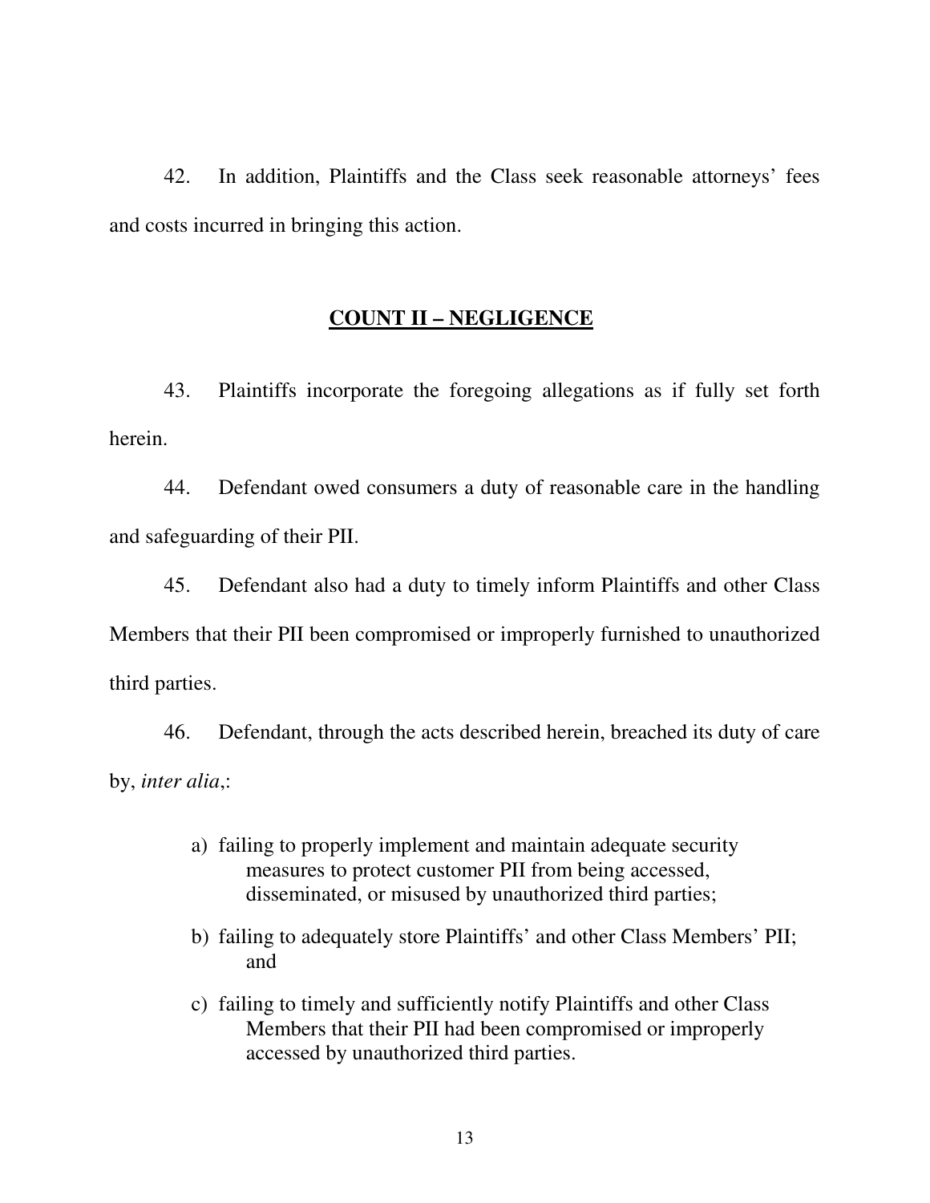42. In addition, Plaintiffs and the Class seek reasonable attorneys' fees and costs incurred in bringing this action.

## **COUNT II – NEGLIGENCE**

43. Plaintiffs incorporate the foregoing allegations as if fully set forth herein.

44. Defendant owed consumers a duty of reasonable care in the handling and safeguarding of their PII.

45. Defendant also had a duty to timely inform Plaintiffs and other Class Members that their PII been compromised or improperly furnished to unauthorized third parties.

46. Defendant, through the acts described herein, breached its duty of care by, *inter alia*,:

a) failing to properly implement and maintain adequate security measures to protect customer PII from being accessed, disseminated, or misused by unauthorized third parties;

b) failing to adequately store Plaintiffs' and other Class Members' PII; and

c) failing to timely and sufficiently notify Plaintiffs and other Class Members that their PII had been compromised or improperly accessed by unauthorized third parties.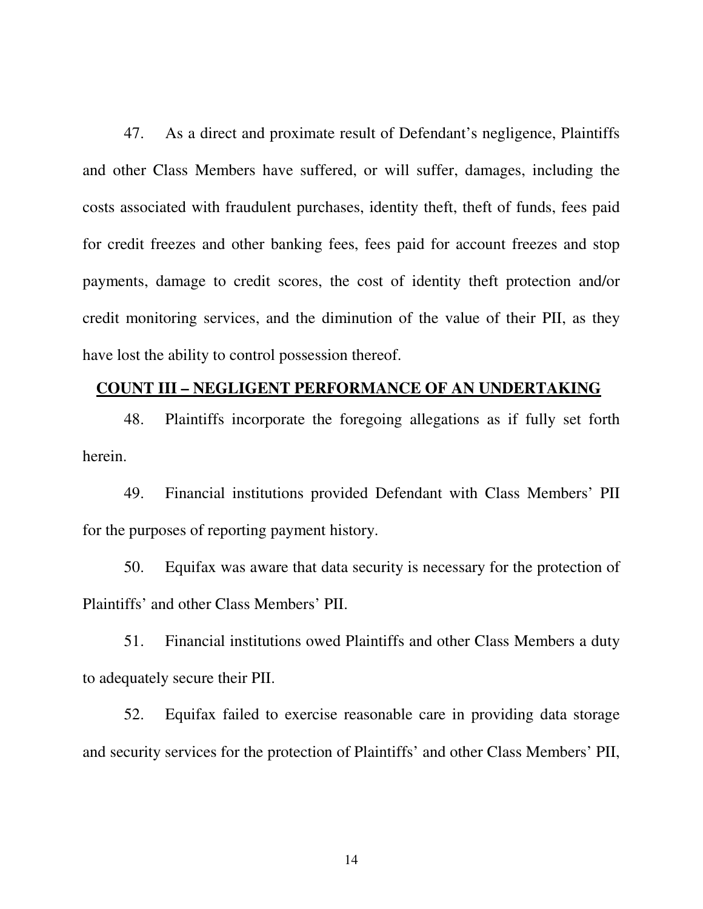47. As a direct and proximate result of Defendant's negligence, Plaintiffs and other Class Members have suffered, or will suffer, damages, including the costs associated with fraudulent purchases, identity theft, theft of funds, fees paid for credit freezes and other banking fees, fees paid for account freezes and stop payments, damage to credit scores, the cost of identity theft protection and/or credit monitoring services, and the diminution of the value of their PII, as they have lost the ability to control possession thereof.

## COUNT III – NEGLIGENT PERFORMANCE OF AN UNDERTAKING

48. Plaintiffs incorporate the foregoing allegations as if fully set forth herein.

49. Financial institutions provided Defendant with Class Members' PII for the purposes of reporting payment history.

50. Equifax was aware that data security is necessary for the protection of Plaintiffs' and other Class Members' PII.

51. Financial institutions owed Plaintiffs and other Class Members a duty to adequately secure their PII.

52. Equifax failed to exercise reasonable care in providing data storage and security services for the protection of Plaintiffs' and other Class Members' PII,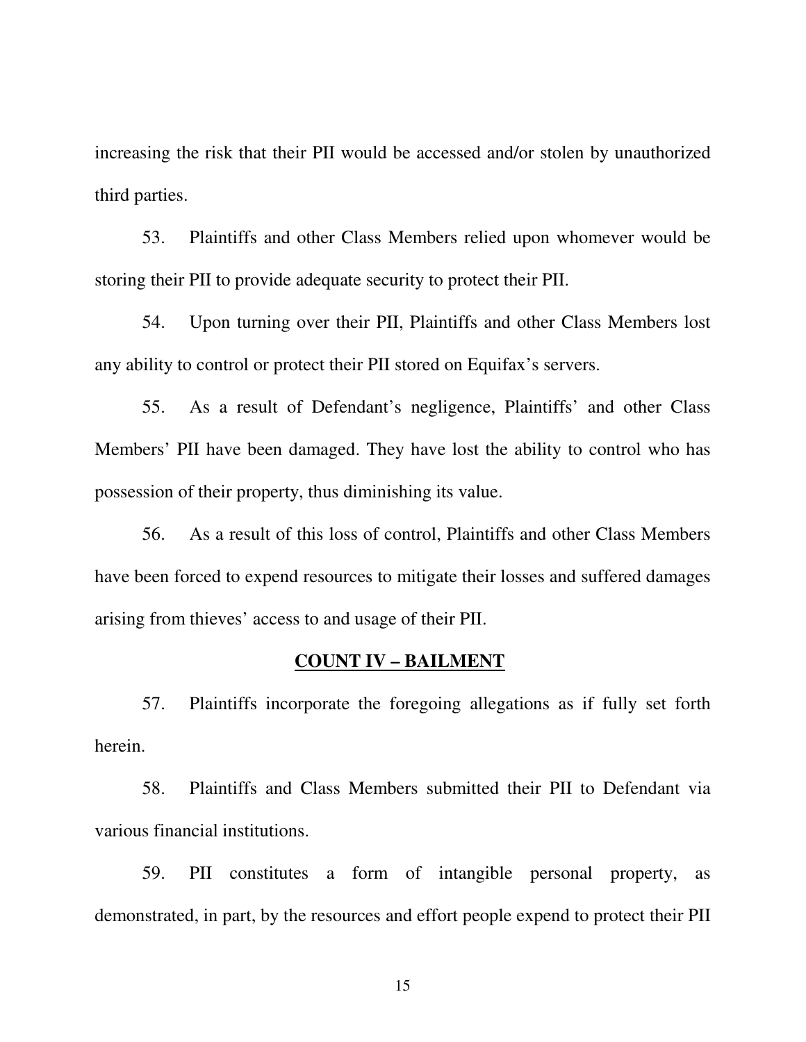increasing the risk that their PII would be accessed and/or stolen by unauthorized third parties.

53. Plaintiffs and other Class Members relied upon whomever would be storing their PII to provide adequate security to protect their PII.

54. Upon turning over their PII, Plaintiffs and other Class Members lost any ability to control or protect their PII stored on Equifax's servers.

55. As a result of Defendant's negligence, Plaintiffs' and other Class Members' PII have been damaged. They have lost the ability to control who has possession of their property, thus diminishing its value.

56. As a result of this loss of control, Plaintiffs and other Class Members have been forced to expend resources to mitigate their losses and suffered damages arising from thieves' access to and usage of their PII.

## COUNT IV – BAILMENT

57. Plaintiffs incorporate the foregoing allegations as if fully set forth herein.

58. Plaintiffs and Class Members submitted their PII to Defendant via various financial institutions.

59. PII constitutes a form of intangible personal property, as demonstrated, in part, by the resources and effort people expend to protect their PII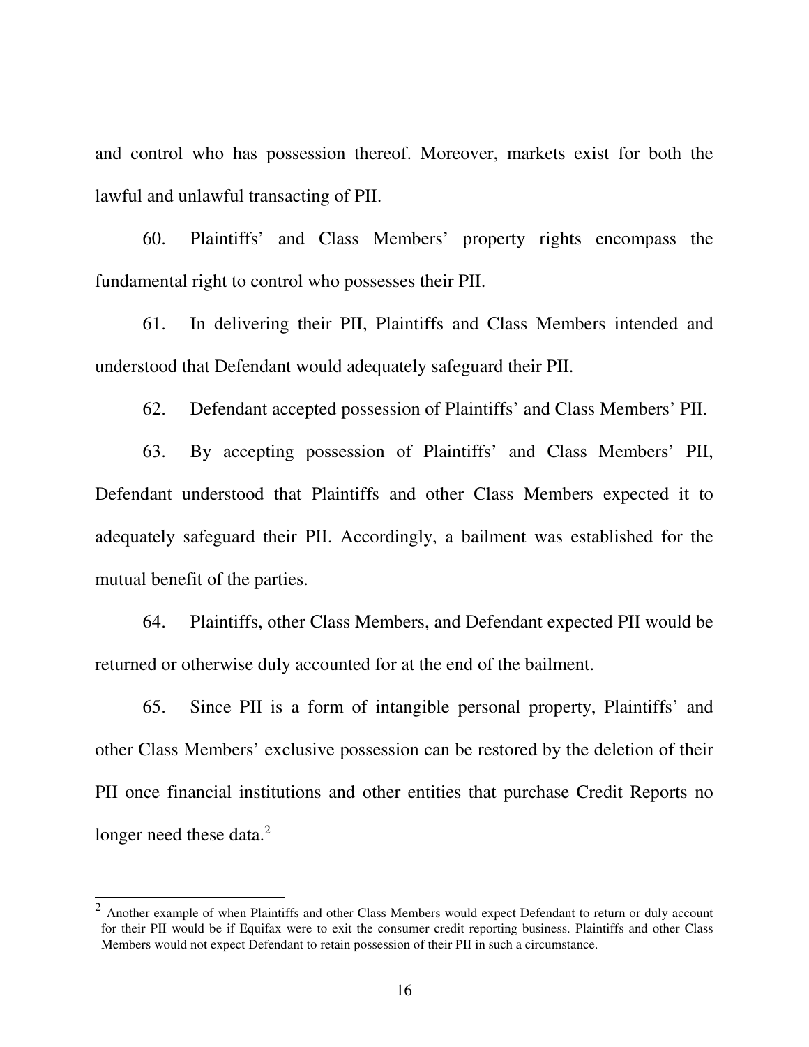and control who has possession thereof. Moreover, markets exist for both the lawful and unlawful transacting of PII.

60. Plaintiffs' and Class Members' property rights encompass the fundamental right to control who possesses their PII.

61. In delivering their PII, Plaintiffs and Class Members intended and understood that Defendant would adequately safeguard their PII.

62. Defendant accepted possession of Plaintiffs' and Class Members' PII.

63. By accepting possession of Plaintiffs' and Class Members' PII, Defendant understood that Plaintiffs and other Class Members expected it to adequately safeguard their PII. Accordingly, a bailment was established for the mutual benefit of the parties.

64. Plaintiffs, other Class Members, and Defendant expected PII would be returned or otherwise duly accounted for at the end of the bailment.

65. Since PII is a form of intangible personal property, Plaintiffs' and other Class Members' exclusive possession can be restored by the deletion of their PII once financial institutions and other entities that purchase Credit Reports no longer need these data.[2]

---

[2] Another example of when Plaintiffs and other Class Members would expect Defendant to return or duly account for their PII would be if Equifax were to exit the consumer credit reporting business. Plaintiffs and other Class Members would not expect Defendant to retain possession of their PII in such a circumstance.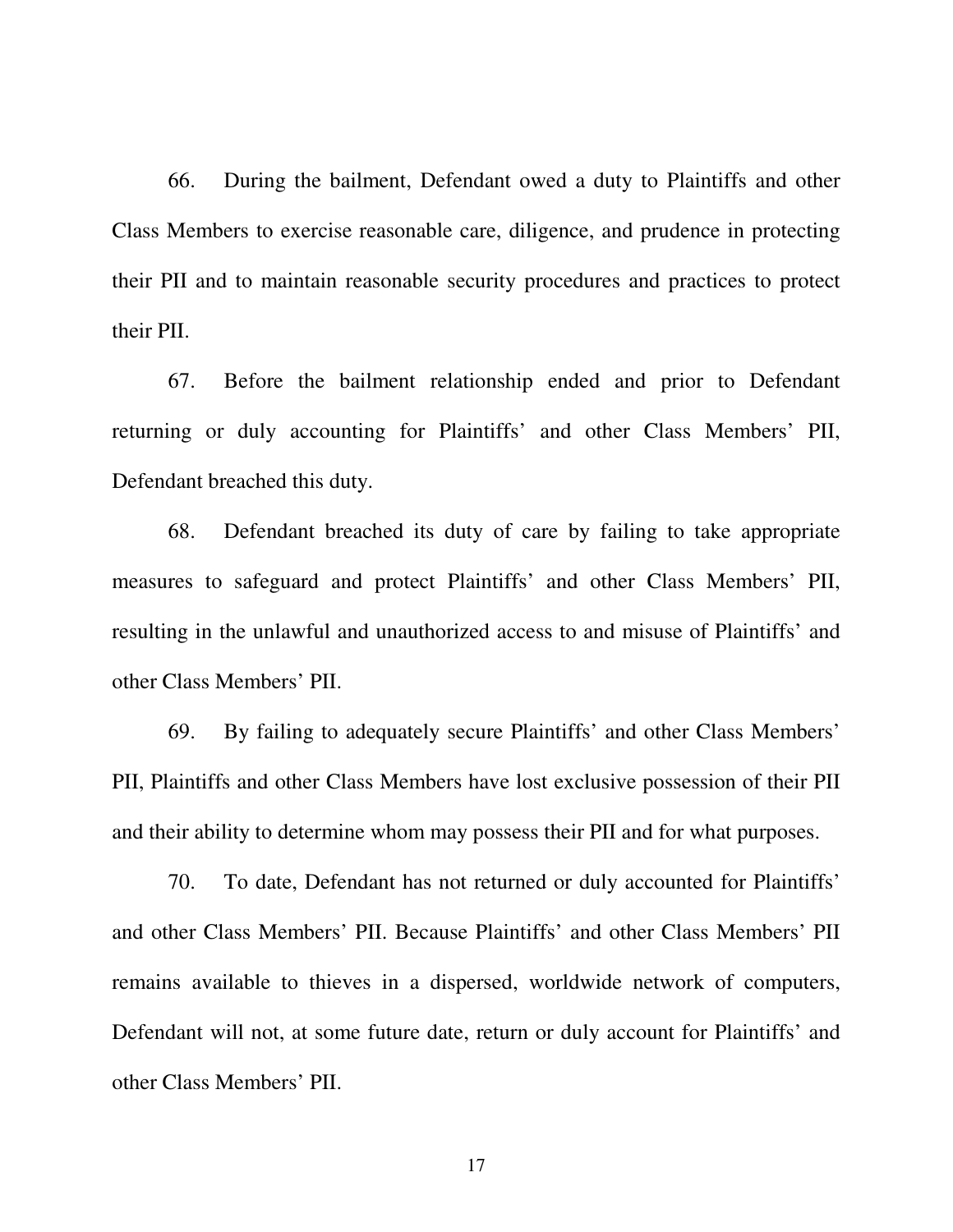66. During the bailment, Defendant owed a duty to Plaintiffs and other Class Members to exercise reasonable care, diligence, and prudence in protecting their PII and to maintain reasonable security procedures and practices to protect their PII.

67. Before the bailment relationship ended and prior to Defendant returning or duly accounting for Plaintiffs' and other Class Members' PII, Defendant breached this duty.

68. Defendant breached its duty of care by failing to take appropriate measures to safeguard and protect Plaintiffs' and other Class Members' PII, resulting in the unlawful and unauthorized access to and misuse of Plaintiffs' and other Class Members' PII.

69. By failing to adequately secure Plaintiffs' and other Class Members' PII, Plaintiffs and other Class Members have lost exclusive possession of their PII and their ability to determine whom may possess their PII and for what purposes.

70. To date, Defendant has not returned or duly accounted for Plaintiffs' and other Class Members' PII. Because Plaintiffs' and other Class Members' PII remains available to thieves in a dispersed, worldwide network of computers, Defendant will not, at some future date, return or duly account for Plaintiffs' and other Class Members' PII.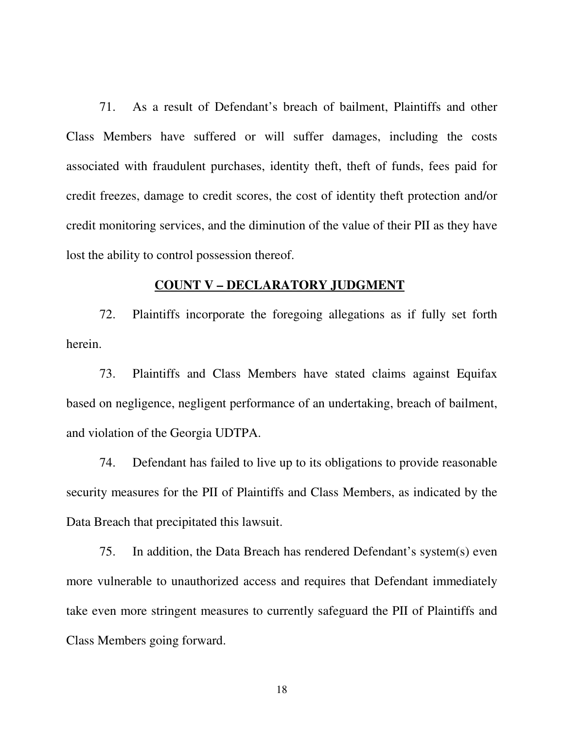71. As a result of Defendant's breach of bailment, Plaintiffs and other Class Members have suffered or will suffer damages, including the costs associated with fraudulent purchases, identity theft, theft of funds, fees paid for credit freezes, damage to credit scores, the cost of identity theft protection and/or credit monitoring services, and the diminution of the value of their PII as they have lost the ability to control possession thereof.

## COUNT V – DECLARATORY JUDGMENT

72. Plaintiffs incorporate the foregoing allegations as if fully set forth herein.

73. Plaintiffs and Class Members have stated claims against Equifax based on negligence, negligent performance of an undertaking, breach of bailment, and violation of the Georgia UDTPA.

74. Defendant has failed to live up to its obligations to provide reasonable security measures for the PII of Plaintiffs and Class Members, as indicated by the Data Breach that precipitated this lawsuit.

75. In addition, the Data Breach has rendered Defendant's system(s) even more vulnerable to unauthorized access and requires that Defendant immediately take even more stringent measures to currently safeguard the PII of Plaintiffs and Class Members going forward.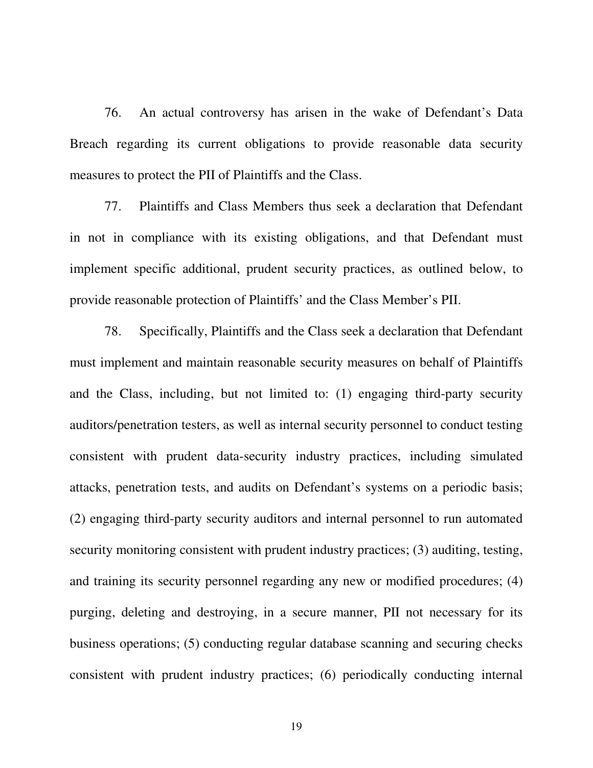76. An actual controversy has arisen in the wake of Defendant's Data Breach regarding its current obligations to provide reasonable data security measures to protect the PII of Plaintiffs and the Class.

77. Plaintiffs and Class Members thus seek a declaration that Defendant in not in compliance with its existing obligations, and that Defendant must implement specific additional, prudent security practices, as outlined below, to provide reasonable protection of Plaintiffs' and the Class Member's PII.

78. Specifically, Plaintiffs and the Class seek a declaration that Defendant must implement and maintain reasonable security measures on behalf of Plaintiffs and the Class, including, but not limited to: (1) engaging third-party security auditors/penetration testers, as well as internal security personnel to conduct testing consistent with prudent data-security industry practices, including simulated attacks, penetration tests, and audits on Defendant's systems on a periodic basis; (2) engaging third-party security auditors and internal personnel to run automated security monitoring consistent with prudent industry practices; (3) auditing, testing, and training its security personnel regarding any new or modified procedures; (4) purging, deleting and destroying, in a secure manner, PII not necessary for its business operations; (5) conducting regular database scanning and securing checks consistent with prudent industry practices; (6) periodically conducting internal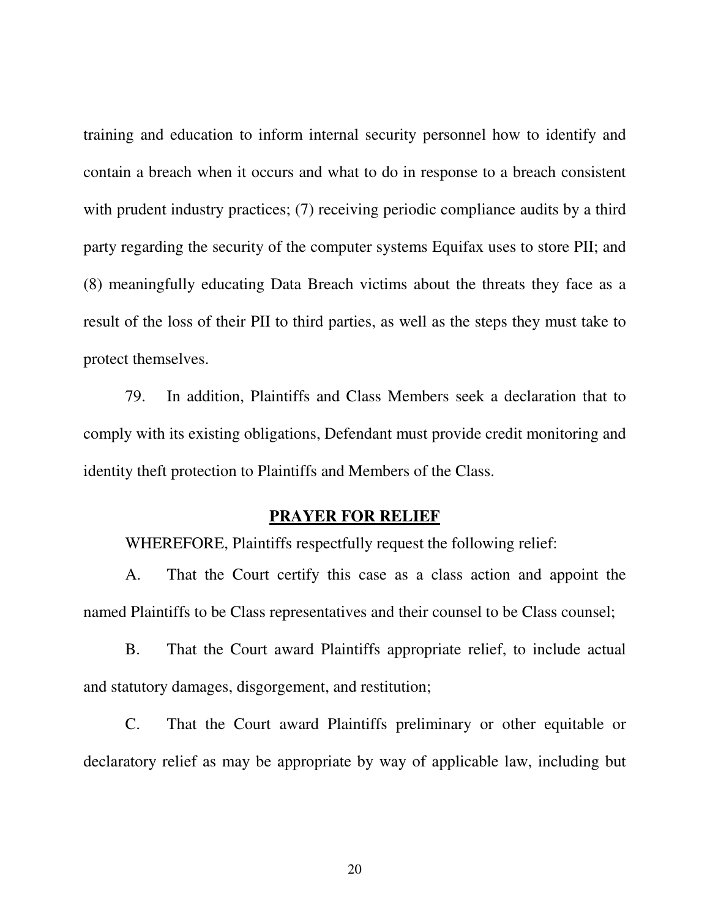training and education to inform internal security personnel how to identify and contain a breach when it occurs and what to do in response to a breach consistent with prudent industry practices; (7) receiving periodic compliance audits by a third party regarding the security of the computer systems Equifax uses to store PII; and (8) meaningfully educating Data Breach victims about the threats they face as a result of the loss of their PII to third parties, as well as the steps they must take to protect themselves.

79. In addition, Plaintiffs and Class Members seek a declaration that to comply with its existing obligations, Defendant must provide credit monitoring and identity theft protection to Plaintiffs and Members of the Class.

## **PRAYER FOR RELIEF**

WHEREFORE, Plaintiffs respectfully request the following relief:

A. That the Court certify this case as a class action and appoint the named Plaintiffs to be Class representatives and their counsel to be Class counsel;

B. That the Court award Plaintiffs appropriate relief, to include actual and statutory damages, disgorgement, and restitution;

C. That the Court award Plaintiffs preliminary or other equitable or declaratory relief as may be appropriate by way of applicable law, including but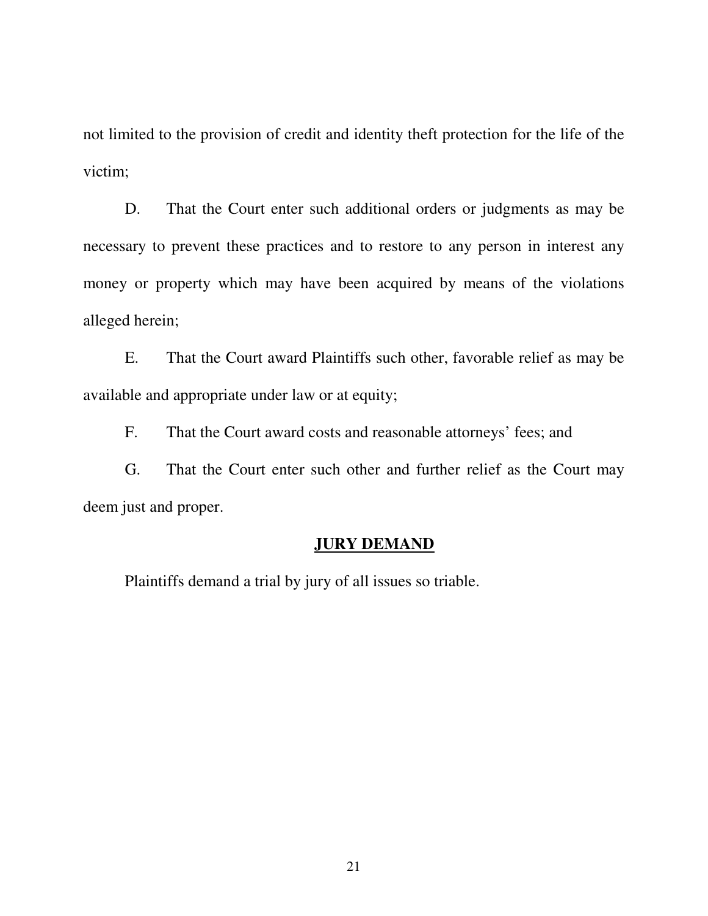not limited to the provision of credit and identity theft protection for the life of the victim;

D. That the Court enter such additional orders or judgments as may be necessary to prevent these practices and to restore to any person in interest any money or property which may have been acquired by means of the violations alleged herein;

E. That the Court award Plaintiffs such other, favorable relief as may be available and appropriate under law or at equity;

F. That the Court award costs and reasonable attorneys' fees; and

G. That the Court enter such other and further relief as the Court may deem just and proper.

## **JURY DEMAND**

Plaintiffs demand a trial by jury of all issues so triable.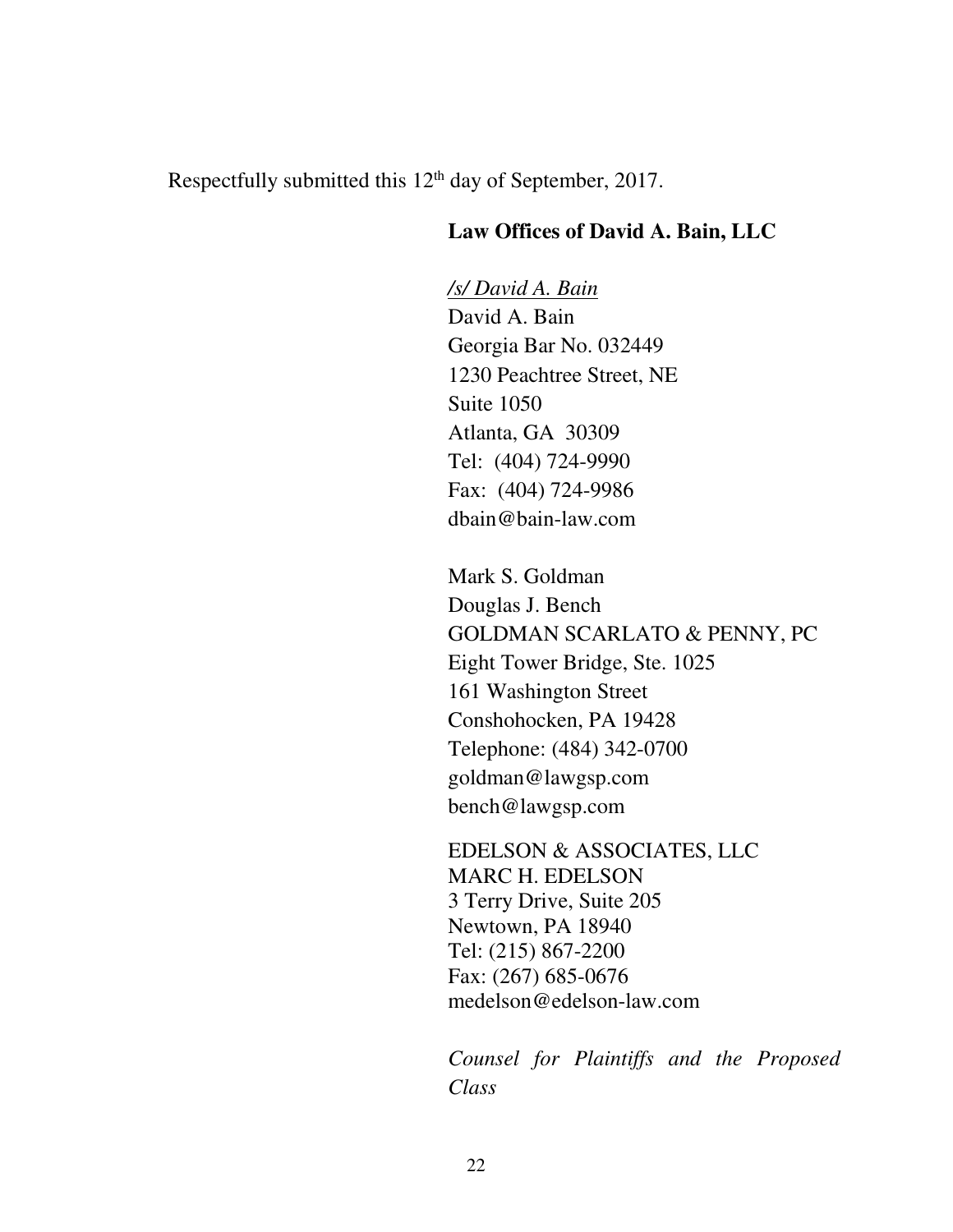Respectfully submitted this 12th day of September, 2017.

**Law Offices of David A. Bain, LLC**

*/s/ David A. Bain*
David A. Bain
Georgia Bar No. 032449
1230 Peachtree Street, NE
Suite 1050
Atlanta, GA 30309
Tel: (404) 724-9990
Fax: (404) 724-9986
dbain@bain-law.com

Mark S. Goldman
Douglas J. Bench
GOLDMAN SCARLATO & PENNY, PC
Eight Tower Bridge, Ste. 1025
161 Washington Street
Conshohocken, PA 19428
Telephone: (484) 342-0700
goldman@lawgsp.com
bench@lawgsp.com

EDELSON & ASSOCIATES, LLC
MARC H. EDELSON
3 Terry Drive, Suite 205
Newtown, PA 18940
Tel: (215) 867-2200
Fax: (267) 685-0676
medelson@edelson-law.com

*Counsel for Plaintiffs and the Proposed Class*